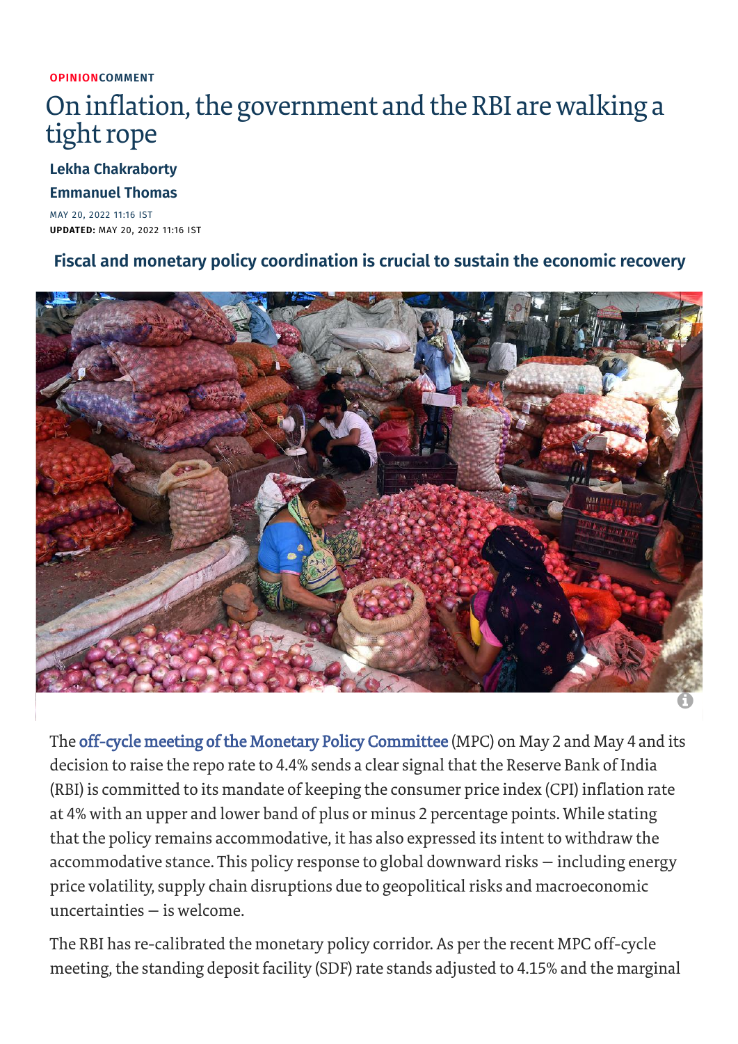OPINIONCOMMENT

# On inflation, the government and the RBI are walking a tight rope

**Lekha Chakraborty**

**Emmanuel Thomas**

MAY 20, 2022 11:16 IST

**UPDATED:** MAY 20, 2022 11:16 IST

**Fiscal and monetary policy coordination is crucial to sustain the economic recovery**

The off-cycle meeting of the Monetary Policy Committee (MPC) on May 2 and May 4 and its decision to raise the repo rate to 4.4% sends a clear signal that the Reserve Bank of India (RBI) is committed to its mandate of keeping the consumer price index (CPI) inflation rate at 4% with an upper and lower band of plus or minus 2 percentage points. While stating that the policy remains accommodative, it has also expressed its intent to withdraw the accommodative stance. This policy response to global downward risks — including energy price volatility, supply chain disruptions due to geopolitical risks and macroeconomic uncertainties — is welcome.

The RBI has re-calibrated the monetary policy corridor. As per the recent MPC off-cycle meeting, the standing deposit facility (SDF) rate stands adjusted to 4.15% and the marginal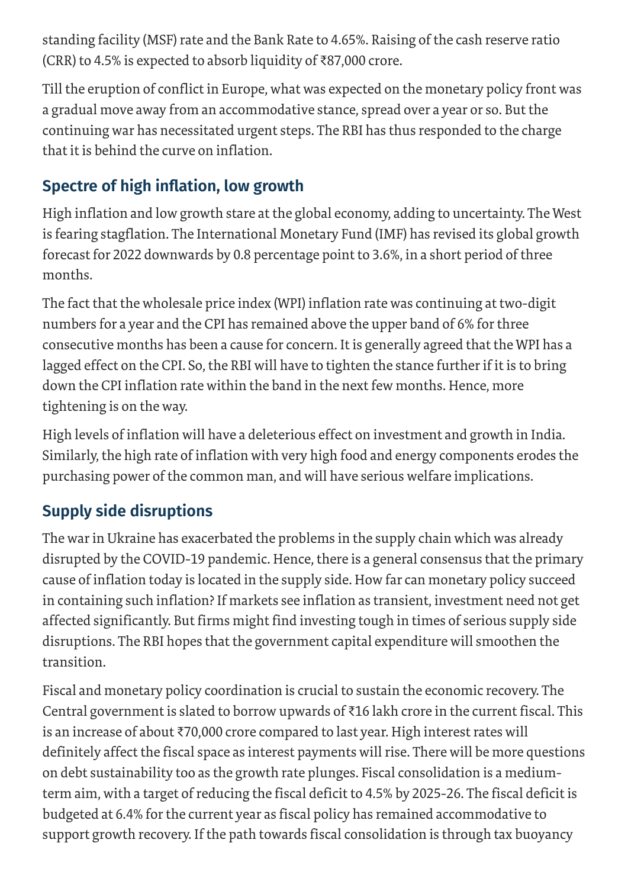standing facility (MSF) rate and the Bank Rate to 4.65%. Raising of the cash reserve ratio (CRR) to 4.5% is expected to absorb liquidity of ₹87,000 crore.

Till the eruption of conflict in Europe, what was expected on the monetary policy front was a gradual move away from an accommodative stance, spread over a year or so. But the continuing war has necessitated urgent steps. The RBI has thus responded to the charge that it is behind the curve on inflation.

## Spectre of high inflation, low growth

High inflation and low growth stare at the global economy, adding to uncertainty. The West is fearing stagflation. The International Monetary Fund (IMF) has revised its global growth forecast for 2022 downwards by 0.8 percentage point to 3.6%, in a short period of three months.

The fact that the wholesale price index (WPI) inflation rate was continuing at two-digit numbers for a year and the CPI has remained above the upper band of 6% for three consecutive months has been a cause for concern. It is generally agreed that the WPI has a lagged effect on the CPI. So, the RBI will have to tighten the stance further if it is to bring down the CPI inflation rate within the band in the next few months. Hence, more tightening is on the way.

High levels of inflation will have a deleterious effect on investment and growth in India. Similarly, the high rate of inflation with very high food and energy components erodes the purchasing power of the common man, and will have serious welfare implications.

## Supply side disruptions

The war in Ukraine has exacerbated the problems in the supply chain which was already disrupted by the COVID-19 pandemic. Hence, there is a general consensus that the primary cause of inflation today is located in the supply side. How far can monetary policy succeed in containing such inflation? If markets see inflation as transient, investment need not get affected significantly. But firms might find investing tough in times of serious supply side disruptions. The RBI hopes that the government capital expenditure will smoothen the transition.

Fiscal and monetary policy coordination is crucial to sustain the economic recovery. The Central government is slated to borrow upwards of ₹16 lakh crore in the current fiscal. This is an increase of about ₹70,000 crore compared to last year. High interest rates will definitely affect the fiscal space as interest payments will rise. There will be more questions on debt sustainability too as the growth rate plunges. Fiscal consolidation is a medium-term aim, with a target of reducing the fiscal deficit to 4.5% by 2025-26. The fiscal deficit is budgeted at 6.4% for the current year as fiscal policy has remained accommodative to support growth recovery. If the path towards fiscal consolidation is through tax buoyancy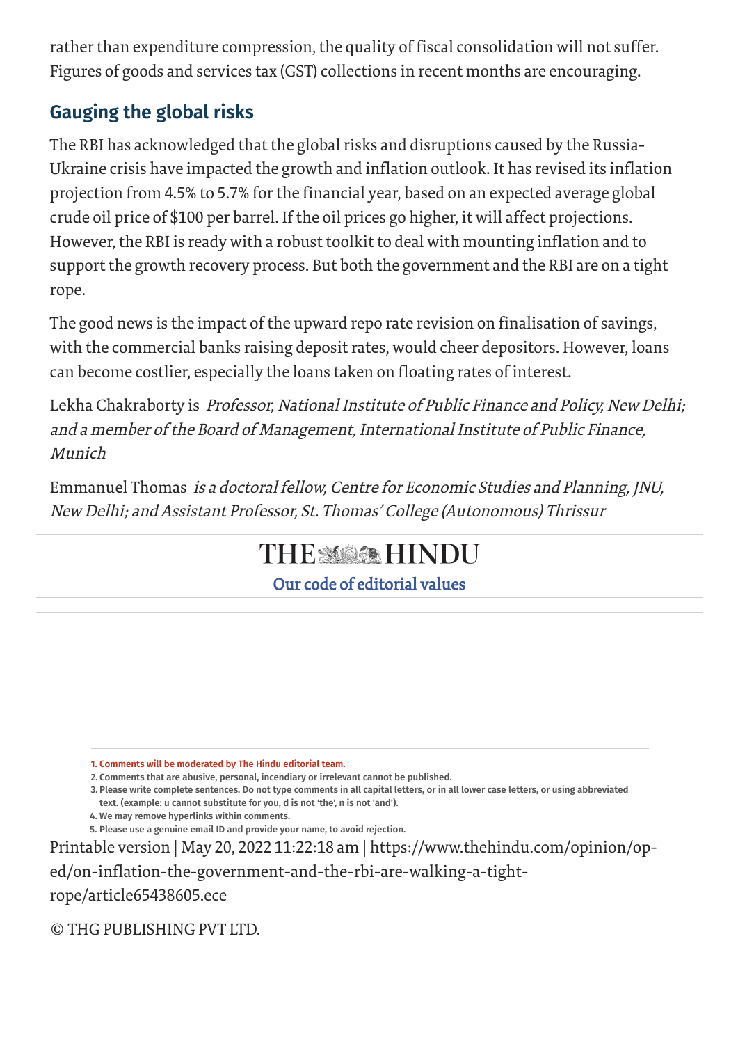rather than expenditure compression, the quality of fiscal consolidation will not suffer. Figures of goods and services tax (GST) collections in recent months are encouraging.

## Gauging the global risks

The RBI has acknowledged that the global risks and disruptions caused by the Russia-Ukraine crisis have impacted the growth and inflation outlook. It has revised its inflation projection from 4.5% to 5.7% for the financial year, based on an expected average global crude oil price of $100 per barrel. If the oil prices go higher, it will affect projections. However, the RBI is ready with a robust toolkit to deal with mounting inflation and to support the growth recovery process. But both the government and the RBI are on a tight rope.

The good news is the impact of the upward repo rate revision on finalisation of savings, with the commercial banks raising deposit rates, would cheer depositors. However, loans can become costlier, especially the loans taken on floating rates of interest.

Lekha Chakraborty is *Professor, National Institute of Public Finance and Policy, New Delhi; and a member of the Board of Management, International Institute of Public Finance, Munich*

Emmanuel Thomas *is a doctoral fellow, Centre for Economic Studies and Planning, JNU, New Delhi; and Assistant Professor, St. Thomas' College (Autonomous) Thrissur*

THE HINDU

Our code of editorial values

1. Comments will be moderated by The Hindu editorial team.
2. Comments that are abusive, personal, incendiary or irrelevant cannot be published.
3. Please write complete sentences. Do not type comments in all capital letters, or in all lower case letters, or using abbreviated text. (example: u cannot substitute for you, d is not 'the', n is not 'and').
4. We may remove hyperlinks within comments.
5. Please use a genuine email ID and provide your name, to avoid rejection.

Printable version | May 20, 2022 11:22:18 am | https://www.thehindu.com/opinion/op-ed/on-inflation-the-government-and-the-rbi-are-walking-a-tight-rope/article65438605.ece

© THG PUBLISHING PVT LTD.